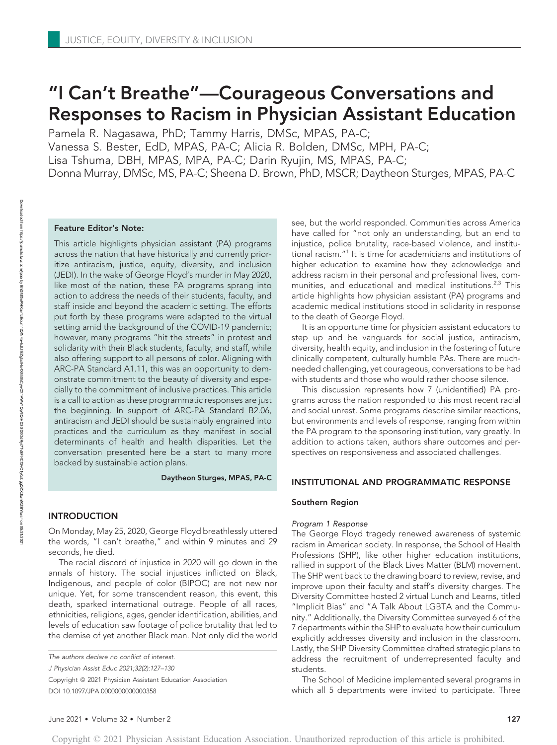# "I Can't Breathe"—Courageous Conversations and Responses to Racism in Physician Assistant Education

Pamela R. Nagasawa, PhD; Tammy Harris, DMSc, MPAS, PA-C; Vanessa S. Bester, EdD, MPAS, PA-C; Alicia R. Bolden, DMSc, MPH, PA-C; Lisa Tshuma, DBH, MPAS, MPA, PA-C; Darin Ryujin, MS, MPAS, PA-C; Donna Murray, DMSc, MS, PA-C; Sheena D. Brown, PhD, MSCR; Daytheon Sturges, MPAS, PA-C

**Feature Editor's Note:**

This article highlights physician assistant (PA) programs across the nation that have historically and currently prioritize antiracism, justice, equity, diversity, and inclusion (JEDI). In the wake of George Floyd's murder in May 2020, like most of the nation, these PA programs sprang into action to address the needs of their students, faculty, and staff inside and beyond the academic setting. The efforts put forth by these programs were adapted to the virtual setting amid the background of the COVID-19 pandemic; however, many programs "hit the streets" in protest and solidarity with their Black students, faculty, and staff, while also offering support to all persons of color. Aligning with ARC-PA Standard A1.11, this was an opportunity to demonstrate commitment to the beauty of diversity and especially to the commitment of inclusive practices. This article is a call to action as these programmatic responses are just the beginning. In support of ARC-PA Standard B2.06, antiracism and JEDI should be sustainably engrained into practices and the curriculum as they manifest in social determinants of health and health disparities. Let the conversation presented here be a start to many more backed by sustainable action plans.

Daytheon Sturges, MPAS, PA-C

## INTRODUCTION

On Monday, May 25, 2020, George Floyd breathlessly uttered the words, "I can't breathe," and within 9 minutes and 29 seconds, he died.

The racial discord of injustice in 2020 will go down in the annals of history. The social injustices inflicted on Black, Indigenous, and people of color (BIPOC) are not new nor unique. Yet, for some transcendent reason, this event, this death, sparked international outrage. People of all races, ethnicities, religions, ages, gender identification, abilities, and levels of education saw footage of police brutality that led to the demise of yet another Black man. Not only did the world see, but the world responded. Communities across America have called for "not only an understanding, but an end to injustice, police brutality, race-based violence, and institutional racism."[1] It is time for academicians and institutions of higher education to examine how they acknowledge and address racism in their personal and professional lives, communities, and educational and medical institutions.[2,3] This article highlights how physician assistant (PA) programs and academic medical institutions stood in solidarity in response to the death of George Floyd.

It is an opportune time for physician assistant educators to step up and be vanguards for social justice, antiracism, diversity, health equity, and inclusion in the fostering of future clinically competent, culturally humble PAs. There are much-needed challenging, yet courageous, conversations to be had with students and those who would rather choose silence.

This discussion represents how 7 (unidentified) PA programs across the nation responded to this most recent racial and social unrest. Some programs describe similar reactions, but environments and levels of response, ranging from within the PA program to the sponsoring institution, vary greatly. In addition to actions taken, authors share outcomes and perspectives on responsiveness and associated challenges.

*The authors declare no conflict of interest.*

*J Physician Assist Educ 2021;32(2):127–130*

Copyright © 2021 Physician Assistant Education Association

DOI 10.1097/JPA.0000000000000358

## INSTITUTIONAL AND PROGRAMMATIC RESPONSE

### Southern Region

*Program 1 Response*

The George Floyd tragedy renewed awareness of systemic racism in American society. In response, the School of Health Professions (SHP), like other higher education institutions, rallied in support of the Black Lives Matter (BLM) movement. The SHP went back to the drawing board to review, revise, and improve upon their faculty and staff's diversity charges. The Diversity Committee hosted 2 virtual Lunch and Learns, titled "Implicit Bias" and "A Talk About LGBTA and the Community." Additionally, the Diversity Committee surveyed 6 of the 7 departments within the SHP to evaluate how their curriculum explicitly addresses diversity and inclusion in the classroom. Lastly, the SHP Diversity Committee drafted strategic plans to address the recruitment of underrepresented faculty and students.

The School of Medicine implemented several programs in which all 5 departments were invited to participate. Three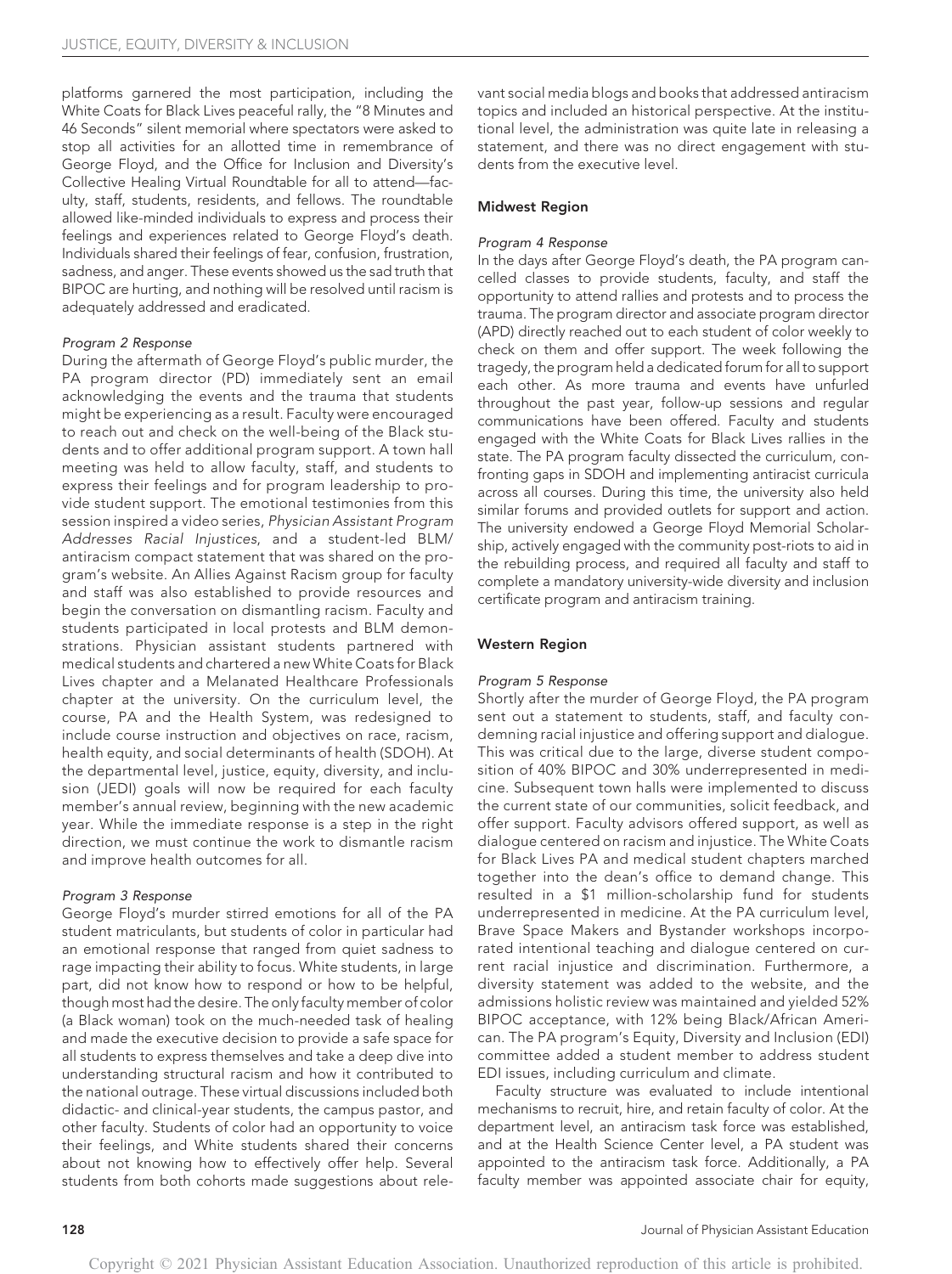platforms garnered the most participation, including the White Coats for Black Lives peaceful rally, the "8 Minutes and 46 Seconds" silent memorial where spectators were asked to stop all activities for an allotted time in remembrance of George Floyd, and the Office for Inclusion and Diversity's Collective Healing Virtual Roundtable for all to attend—faculty, staff, students, residents, and fellows. The roundtable allowed like-minded individuals to express and process their feelings and experiences related to George Floyd's death. Individuals shared their feelings of fear, confusion, frustration, sadness, and anger. These events showed us the sad truth that BIPOC are hurting, and nothing will be resolved until racism is adequately addressed and eradicated.

*Program 2 Response*

During the aftermath of George Floyd's public murder, the PA program director (PD) immediately sent an email acknowledging the events and the trauma that students might be experiencing as a result. Faculty were encouraged to reach out and check on the well-being of the Black students and to offer additional program support. A town hall meeting was held to allow faculty, staff, and students to express their feelings and for program leadership to provide student support. The emotional testimonies from this session inspired a video series, *Physician Assistant Program Addresses Racial Injustices*, and a student-led BLM/antiracism compact statement that was shared on the program's website. An Allies Against Racism group for faculty and staff was also established to provide resources and begin the conversation on dismantling racism. Faculty and students participated in local protests and BLM demonstrations. Physician assistant students partnered with medical students and chartered a new White Coats for Black Lives chapter and a Melanated Healthcare Professionals chapter at the university. On the curriculum level, the course, PA and the Health System, was redesigned to include course instruction and objectives on race, racism, health equity, and social determinants of health (SDOH). At the departmental level, justice, equity, diversity, and inclusion (JEDI) goals will now be required for each faculty member's annual review, beginning with the new academic year. While the immediate response is a step in the right direction, we must continue the work to dismantle racism and improve health outcomes for all.

*Program 3 Response*

George Floyd's murder stirred emotions for all of the PA student matriculants, but students of color in particular had an emotional response that ranged from quiet sadness to rage impacting their ability to focus. White students, in large part, did not know how to respond or how to be helpful, though most had the desire. The only faculty member of color (a Black woman) took on the much-needed task of healing and made the executive decision to provide a safe space for all students to express themselves and take a deep dive into understanding structural racism and how it contributed to the national outrage. These virtual discussions included both didactic- and clinical-year students, the campus pastor, and other faculty. Students of color had an opportunity to voice their feelings, and White students shared their concerns about not knowing how to effectively offer help. Several students from both cohorts made suggestions about relevant social media blogs and books that addressed antiracism topics and included an historical perspective. At the institutional level, the administration was quite late in releasing a statement, and there was no direct engagement with students from the executive level.

### Midwest Region

*Program 4 Response*

In the days after George Floyd's death, the PA program cancelled classes to provide students, faculty, and staff the opportunity to attend rallies and protests and to process the trauma. The program director and associate program director (APD) directly reached out to each student of color weekly to check on them and offer support. The week following the tragedy, the program held a dedicated forum for all to support each other. As more trauma and events have unfurled throughout the past year, follow-up sessions and regular communications have been offered. Faculty and students engaged with the White Coats for Black Lives rallies in the state. The PA program faculty dissected the curriculum, confronting gaps in SDOH and implementing antiracist curricula across all courses. During this time, the university also held similar forums and provided outlets for support and action. The university endowed a George Floyd Memorial Scholarship, actively engaged with the community post-riots to aid in the rebuilding process, and required all faculty and staff to complete a mandatory university-wide diversity and inclusion certificate program and antiracism training.

### Western Region

*Program 5 Response*

Shortly after the murder of George Floyd, the PA program sent out a statement to students, staff, and faculty condemning racial injustice and offering support and dialogue. This was critical due to the large, diverse student composition of 40% BIPOC and 30% underrepresented in medicine. Subsequent town halls were implemented to discuss the current state of our communities, solicit feedback, and offer support. Faculty advisors offered support, as well as dialogue centered on racism and injustice. The White Coats for Black Lives PA and medical student chapters marched together into the dean's office to demand change. This resulted in a \$1 million-scholarship fund for students underrepresented in medicine. At the PA curriculum level, Brave Space Makers and Bystander workshops incorporated intentional teaching and dialogue centered on current racial injustice and discrimination. Furthermore, a diversity statement was added to the website, and the admissions holistic review was maintained and yielded 52% BIPOC acceptance, with 12% being Black/African American. The PA program's Equity, Diversity and Inclusion (EDI) committee added a student member to address student EDI issues, including curriculum and climate.

Faculty structure was evaluated to include intentional mechanisms to recruit, hire, and retain faculty of color. At the department level, an antiracism task force was established, and at the Health Science Center level, a PA student was appointed to the antiracism task force. Additionally, a PA faculty member was appointed associate chair for equity,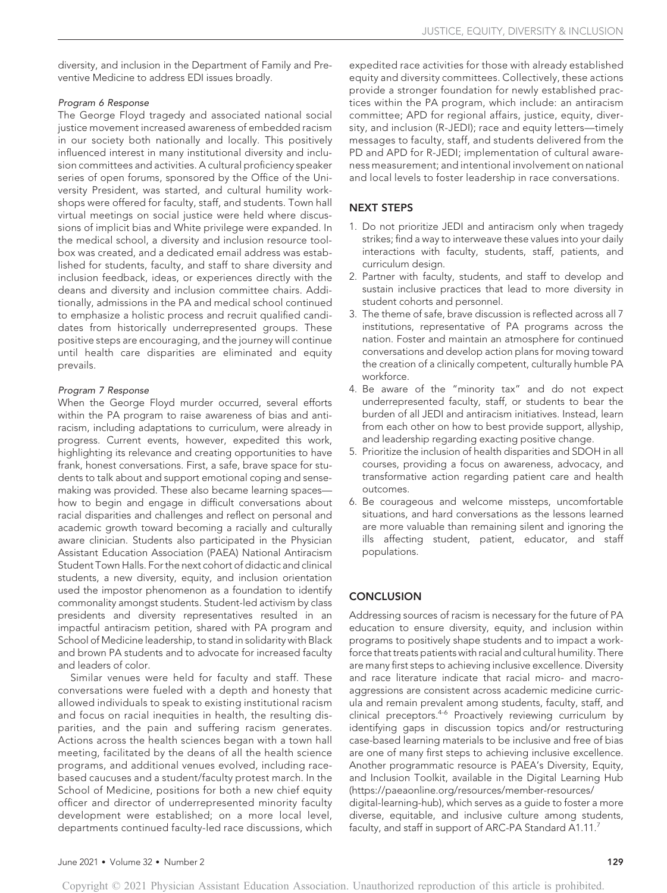diversity, and inclusion in the Department of Family and Preventive Medicine to address EDI issues broadly.

*Program 6 Response*

The George Floyd tragedy and associated national social justice movement increased awareness of embedded racism in our society both nationally and locally. This positively influenced interest in many institutional diversity and inclusion committees and activities. A cultural proficiency speaker series of open forums, sponsored by the Office of the University President, was started, and cultural humility workshops were offered for faculty, staff, and students. Town hall virtual meetings on social justice were held where discussions of implicit bias and White privilege were expanded. In the medical school, a diversity and inclusion resource toolbox was created, and a dedicated email address was established for students, faculty, and staff to share diversity and inclusion feedback, ideas, or experiences directly with the deans and diversity and inclusion committee chairs. Additionally, admissions in the PA and medical school continued to emphasize a holistic process and recruit qualified candidates from historically underrepresented groups. These positive steps are encouraging, and the journey will continue until health care disparities are eliminated and equity prevails.

*Program 7 Response*

When the George Floyd murder occurred, several efforts within the PA program to raise awareness of bias and antiracism, including adaptations to curriculum, were already in progress. Current events, however, expedited this work, highlighting its relevance and creating opportunities to have frank, honest conversations. First, a safe, brave space for students to talk about and support emotional coping and sensemaking was provided. These also became learning spaces—how to begin and engage in difficult conversations about racial disparities and challenges and reflect on personal and academic growth toward becoming a racially and culturally aware clinician. Students also participated in the Physician Assistant Education Association (PAEA) National Antiracism Student Town Halls. For the next cohort of didactic and clinical students, a new diversity, equity, and inclusion orientation used the impostor phenomenon as a foundation to identify commonality amongst students. Student-led activism by class presidents and diversity representatives resulted in an impactful antiracism petition, shared with PA program and School of Medicine leadership, to stand in solidarity with Black and brown PA students and to advocate for increased faculty and leaders of color.

Similar venues were held for faculty and staff. These conversations were fueled with a depth and honesty that allowed individuals to speak to existing institutional racism and focus on racial inequities in health, the resulting disparities, and the pain and suffering racism generates. Actions across the health sciences began with a town hall meeting, facilitated by the deans of all the health science programs, and additional venues evolved, including race-based caucuses and a student/faculty protest march. In the School of Medicine, positions for both a new chief equity officer and director of underrepresented minority faculty development were established; on a more local level, departments continued faculty-led race discussions, which expedited race activities for those with already established equity and diversity committees. Collectively, these actions provide a stronger foundation for newly established practices within the PA program, which include: an antiracism committee; APD for regional affairs, justice, equity, diversity, and inclusion (R-JEDI); race and equity letters—timely messages to faculty, staff, and students delivered from the PD and APD for R-JEDI; implementation of cultural awareness measurement; and intentional involvement on national and local levels to foster leadership in race conversations.

## NEXT STEPS

1. Do not prioritize JEDI and antiracism only when tragedy strikes; find a way to interweave these values into your daily interactions with faculty, students, staff, patients, and curriculum design.
2. Partner with faculty, students, and staff to develop and sustain inclusive practices that lead to more diversity in student cohorts and personnel.
3. The theme of safe, brave discussion is reflected across all 7 institutions, representative of PA programs across the nation. Foster and maintain an atmosphere for continued conversations and develop action plans for moving toward the creation of a clinically competent, culturally humble PA workforce.
4. Be aware of the "minority tax" and do not expect underrepresented faculty, staff, or students to bear the burden of all JEDI and antiracism initiatives. Instead, learn from each other on how to best provide support, allyship, and leadership regarding exacting positive change.
5. Prioritize the inclusion of health disparities and SDOH in all courses, providing a focus on awareness, advocacy, and transformative action regarding patient care and health outcomes.
6. Be courageous and welcome missteps, uncomfortable situations, and hard conversations as the lessons learned are more valuable than remaining silent and ignoring the ills affecting student, patient, educator, and staff populations.

## CONCLUSION

Addressing sources of racism is necessary for the future of PA education to ensure diversity, equity, and inclusion within programs to positively shape students and to impact a workforce that treats patients with racial and cultural humility. There are many first steps to achieving inclusive excellence. Diversity and race literature indicate that racial micro- and macroaggressions are consistent across academic medicine curricula and remain prevalent among students, faculty, staff, and clinical preceptors.[4-6] Proactively reviewing curriculum by identifying gaps in discussion topics and/or restructuring case-based learning materials to be inclusive and free of bias are one of many first steps to achieving inclusive excellence. Another programmatic resource is PAEA's Diversity, Equity, and Inclusion Toolkit, available in the Digital Learning Hub (https://paeaonline.org/resources/member-resources/digital-learning-hub), which serves as a guide to foster a more diverse, equitable, and inclusive culture among students, faculty, and staff in support of ARC-PA Standard A1.11.[7]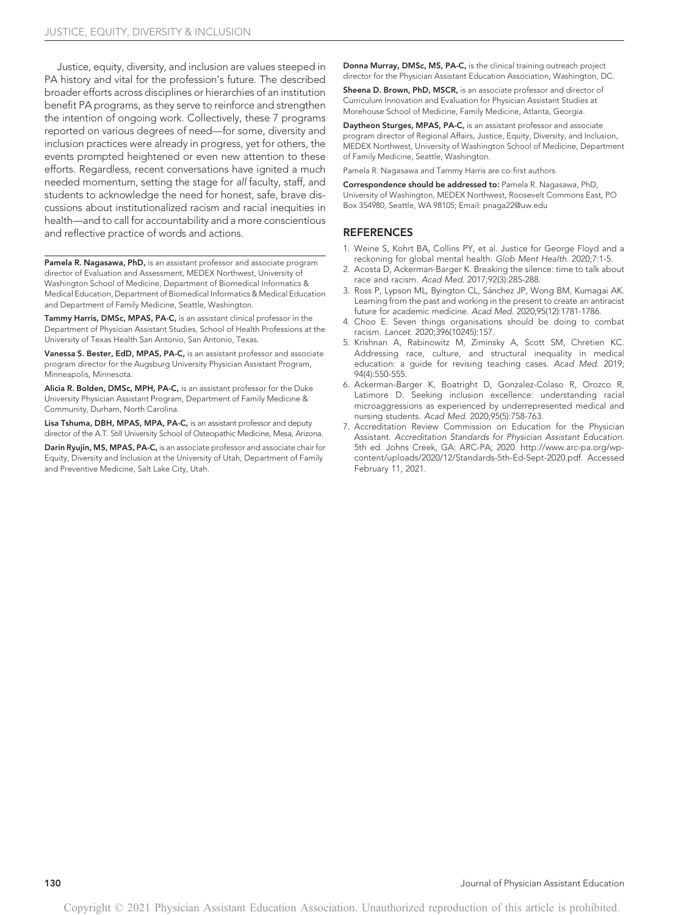Justice, equity, diversity, and inclusion are values steeped in PA history and vital for the profession's future. The described broader efforts across disciplines or hierarchies of an institution benefit PA programs, as they serve to reinforce and strengthen the intention of ongoing work. Collectively, these 7 programs reported on various degrees of need—for some, diversity and inclusion practices were already in progress, yet for others, the events prompted heightened or even new attention to these efforts. Regardless, recent conversations have ignited a much needed momentum, setting the stage for *all* faculty, staff, and students to acknowledge the need for honest, safe, brave discussions about institutionalized racism and racial inequities in health—and to call for accountability and a more conscientious and reflective practice of words and actions.

**Pamela R. Nagasawa, PhD,** is an assistant professor and associate program director of Evaluation and Assessment, MEDEX Northwest, University of Washington School of Medicine, Department of Biomedical Informatics & Medical Education, Department of Biomedical Informatics & Medical Education and Department of Family Medicine, Seattle, Washington.

**Tammy Harris, DMSc, MPAS, PA-C,** is an assistant clinical professor in the Department of Physician Assistant Studies, School of Health Professions at the University of Texas Health San Antonio, San Antonio, Texas.

**Vanessa S. Bester, EdD, MPAS, PA-C,** is an assistant professor and associate program director for the Augsburg University Physician Assistant Program, Minneapolis, Minnesota.

**Alicia R. Bolden, DMSc, MPH, PA-C,** is an assistant professor for the Duke University Physician Assistant Program, Department of Family Medicine & Community, Durham, North Carolina.

**Lisa Tshuma, DBH, MPAS, MPA, PA-C,** is an assistant professor and deputy director of the A.T. Still University School of Osteopathic Medicine, Mesa, Arizona.

**Darin Ryujin, MS, MPAS, PA-C,** is an associate professor and associate chair for Equity, Diversity and Inclusion at the University of Utah, Department of Family and Preventive Medicine, Salt Lake City, Utah.

**Donna Murray, DMSc, MS, PA-C,** is the clinical training outreach project director for the Physician Assistant Education Association, Washington, DC.

**Sheena D. Brown, PhD, MSCR,** is an associate professor and director of Curriculum Innovation and Evaluation for Physician Assistant Studies at Morehouse School of Medicine, Family Medicine, Atlanta, Georgia.

**Daytheon Sturges, MPAS, PA-C,** is an assistant professor and associate program director of Regional Affairs, Justice, Equity, Diversity, and Inclusion, MEDEX Northwest, University of Washington School of Medicine, Department of Family Medicine, Seattle, Washington.

Pamela R. Nagasawa and Tammy Harris are co-first authors.

**Correspondence should be addressed to:** Pamela R. Nagasawa, PhD, University of Washington, MEDEX Northwest, Roosevelt Commons East, PO Box 354980, Seattle, WA 98105; Email: pnaga22@uw.edu

## REFERENCES

1. Weine S, Kohrt BA, Collins PY, et al. Justice for George Floyd and a reckoning for global mental health. *Glob Ment Health.* 2020;7:1-5.
2. Acosta D, Ackerman-Barger K. Breaking the silence: time to talk about race and racism. *Acad Med.* 2017;92(3):285-288.
3. Ross P, Lypson ML, Byington CL, Sánchez JP, Wong BM, Kumagai AK. Learning from the past and working in the present to create an antiracist future for academic medicine. *Acad Med.* 2020;95(12):1781-1786.
4. Choo E. Seven things organisations should be doing to combat racism. *Lancet.* 2020;396(10245):157.
5. Krishnan A, Rabinowitz M, Ziminsky A, Scott SM, Chretien KC. Addressing race, culture, and structural inequality in medical education: a guide for revising teaching cases. *Acad Med.* 2019; 94(4):550-555.
6. Ackerman-Barger K, Boatright D, Gonzalez-Colaso R, Orozco R, Latimore D. Seeking inclusion excellence: understanding racial microaggressions as experienced by underrepresented medical and nursing students. *Acad Med.* 2020;95(5):758-763.
7. Accreditation Review Commission on Education for the Physician Assistant. *Accreditation Standards for Physician Assistant Education.* 5th ed. Johns Creek, GA: ARC-PA; 2020. http://www.arc-pa.org/wp-content/uploads/2020/12/Standards-5th-Ed-Sept-2020.pdf. Accessed February 11, 2021.